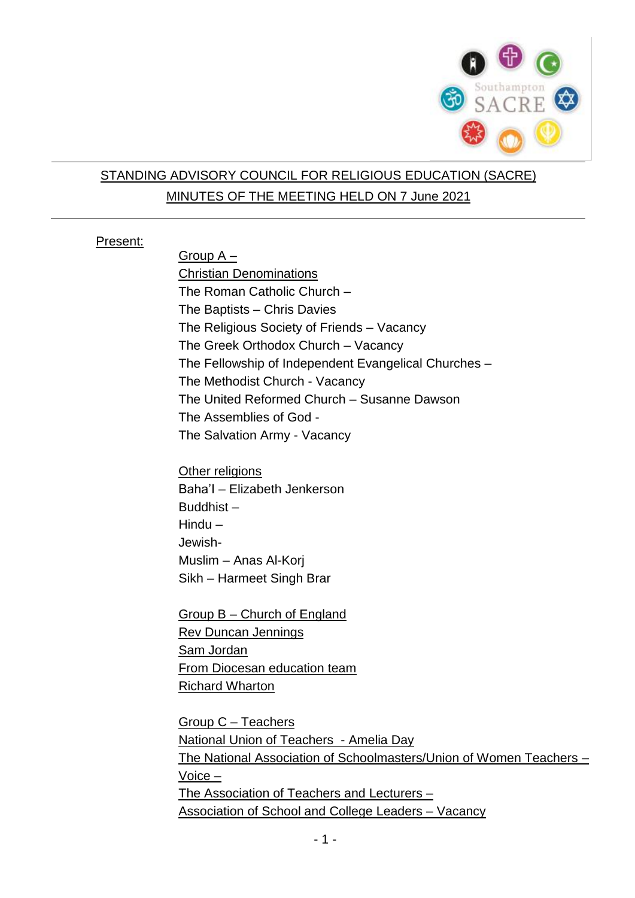## STANDING ADVISORY COUNCIL FOR RELIGIOUS EDUCATION (SACRE)

## MINUTES OF THE MEETING HELD ON 7 June 2021

Present:

Group A –
Christian Denominations
The Roman Catholic Church –
The Baptists – Chris Davies
The Religious Society of Friends – Vacancy
The Greek Orthodox Church – Vacancy
The Fellowship of Independent Evangelical Churches –
The Methodist Church - Vacancy
The United Reformed Church – Susanne Dawson
The Assemblies of God -
The Salvation Army - Vacancy

Other religions
Baha'I – Elizabeth Jenkerson
Buddhist –
Hindu –
Jewish-
Muslim – Anas Al-Korj
Sikh – Harmeet Singh Brar

Group B – Church of England
Rev Duncan Jennings
Sam Jordan
From Diocesan education team
Richard Wharton

Group C – Teachers
National Union of Teachers - Amelia Day
The National Association of Schoolmasters/Union of Women Teachers –
Voice –
The Association of Teachers and Lecturers –
Association of School and College Leaders – Vacancy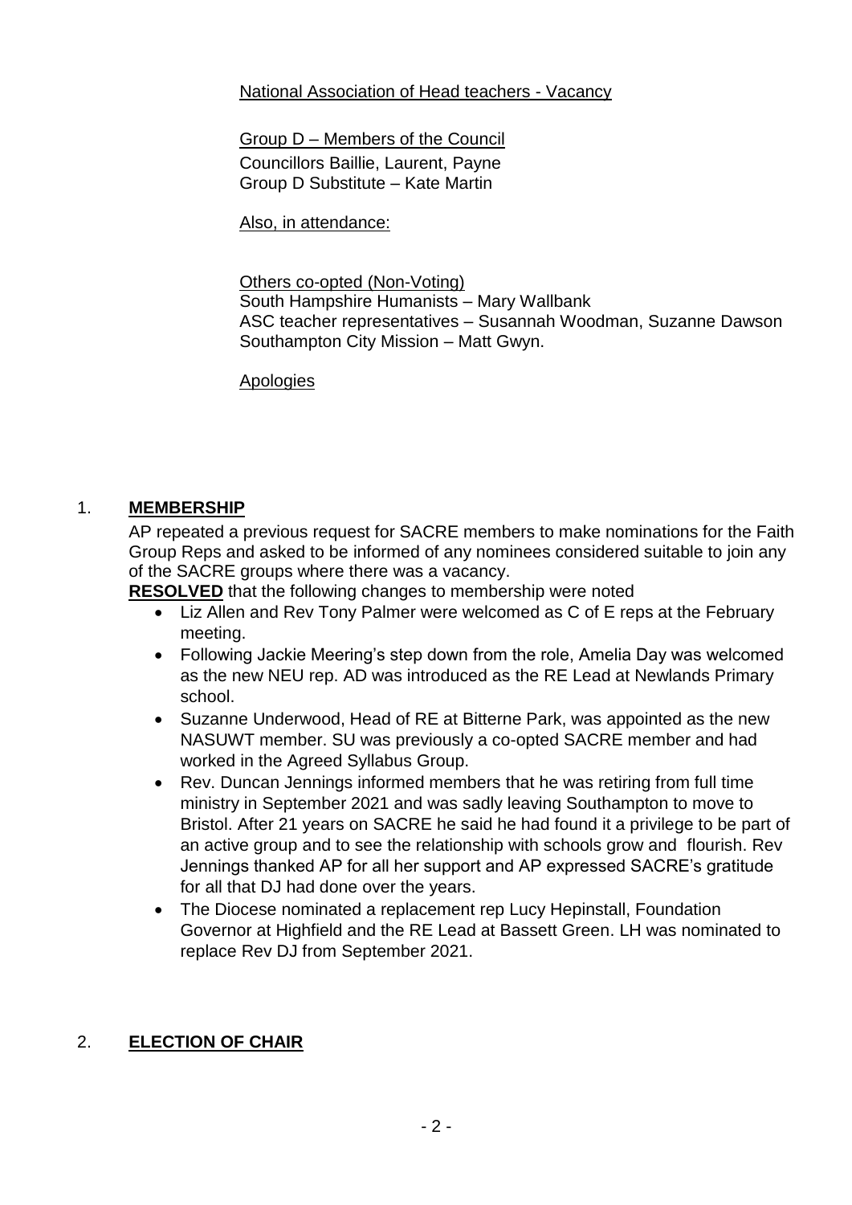National Association of Head teachers - Vacancy

Group D – Members of the Council
Councillors Baillie, Laurent, Payne
Group D Substitute – Kate Martin

Also, in attendance:

Others co-opted (Non-Voting)
South Hampshire Humanists – Mary Wallbank
ASC teacher representatives – Susannah Woodman, Suzanne Dawson
Southampton City Mission – Matt Gwyn.

Apologies

## 1. MEMBERSHIP

AP repeated a previous request for SACRE members to make nominations for the Faith Group Reps and asked to be informed of any nominees considered suitable to join any of the SACRE groups where there was a vacancy.

**RESOLVED** that the following changes to membership were noted

- Liz Allen and Rev Tony Palmer were welcomed as C of E reps at the February meeting.
- Following Jackie Meering's step down from the role, Amelia Day was welcomed as the new NEU rep. AD was introduced as the RE Lead at Newlands Primary school.
- Suzanne Underwood, Head of RE at Bitterne Park, was appointed as the new NASUWT member. SU was previously a co-opted SACRE member and had worked in the Agreed Syllabus Group.
- Rev. Duncan Jennings informed members that he was retiring from full time ministry in September 2021 and was sadly leaving Southampton to move to Bristol. After 21 years on SACRE he said he had found it a privilege to be part of an active group and to see the relationship with schools grow and flourish. Rev Jennings thanked AP for all her support and AP expressed SACRE's gratitude for all that DJ had done over the years.
- The Diocese nominated a replacement rep Lucy Hepinstall, Foundation Governor at Highfield and the RE Lead at Bassett Green. LH was nominated to replace Rev DJ from September 2021.

## 2. ELECTION OF CHAIR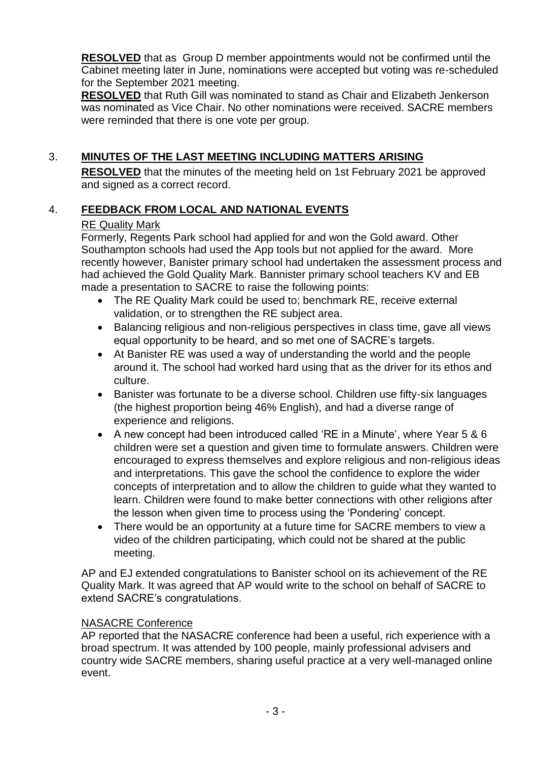**RESOLVED** that as Group D member appointments would not be confirmed until the Cabinet meeting later in June, nominations were accepted but voting was re-scheduled for the September 2021 meeting.

**RESOLVED** that Ruth Gill was nominated to stand as Chair and Elizabeth Jenkerson was nominated as Vice Chair. No other nominations were received. SACRE members were reminded that there is one vote per group.

## 3. MINUTES OF THE LAST MEETING INCLUDING MATTERS ARISING

**RESOLVED** that the minutes of the meeting held on 1st February 2021 be approved and signed as a correct record.

## 4. FEEDBACK FROM LOCAL AND NATIONAL EVENTS

RE Quality Mark

Formerly, Regents Park school had applied for and won the Gold award. Other Southampton schools had used the App tools but not applied for the award. More recently however, Banister primary school had undertaken the assessment process and had achieved the Gold Quality Mark. Bannister primary school teachers KV and EB made a presentation to SACRE to raise the following points:

- The RE Quality Mark could be used to; benchmark RE, receive external validation, or to strengthen the RE subject area.
- Balancing religious and non-religious perspectives in class time, gave all views equal opportunity to be heard, and so met one of SACRE's targets.
- At Banister RE was used a way of understanding the world and the people around it. The school had worked hard using that as the driver for its ethos and culture.
- Banister was fortunate to be a diverse school. Children use fifty-six languages (the highest proportion being 46% English), and had a diverse range of experience and religions.
- A new concept had been introduced called 'RE in a Minute', where Year 5 & 6 children were set a question and given time to formulate answers. Children were encouraged to express themselves and explore religious and non-religious ideas and interpretations. This gave the school the confidence to explore the wider concepts of interpretation and to allow the children to guide what they wanted to learn. Children were found to make better connections with other religions after the lesson when given time to process using the 'Pondering' concept.
- There would be an opportunity at a future time for SACRE members to view a video of the children participating, which could not be shared at the public meeting.

AP and EJ extended congratulations to Banister school on its achievement of the RE Quality Mark. It was agreed that AP would write to the school on behalf of SACRE to extend SACRE's congratulations.

NASACRE Conference

AP reported that the NASACRE conference had been a useful, rich experience with a broad spectrum. It was attended by 100 people, mainly professional advisers and country wide SACRE members, sharing useful practice at a very well-managed online event.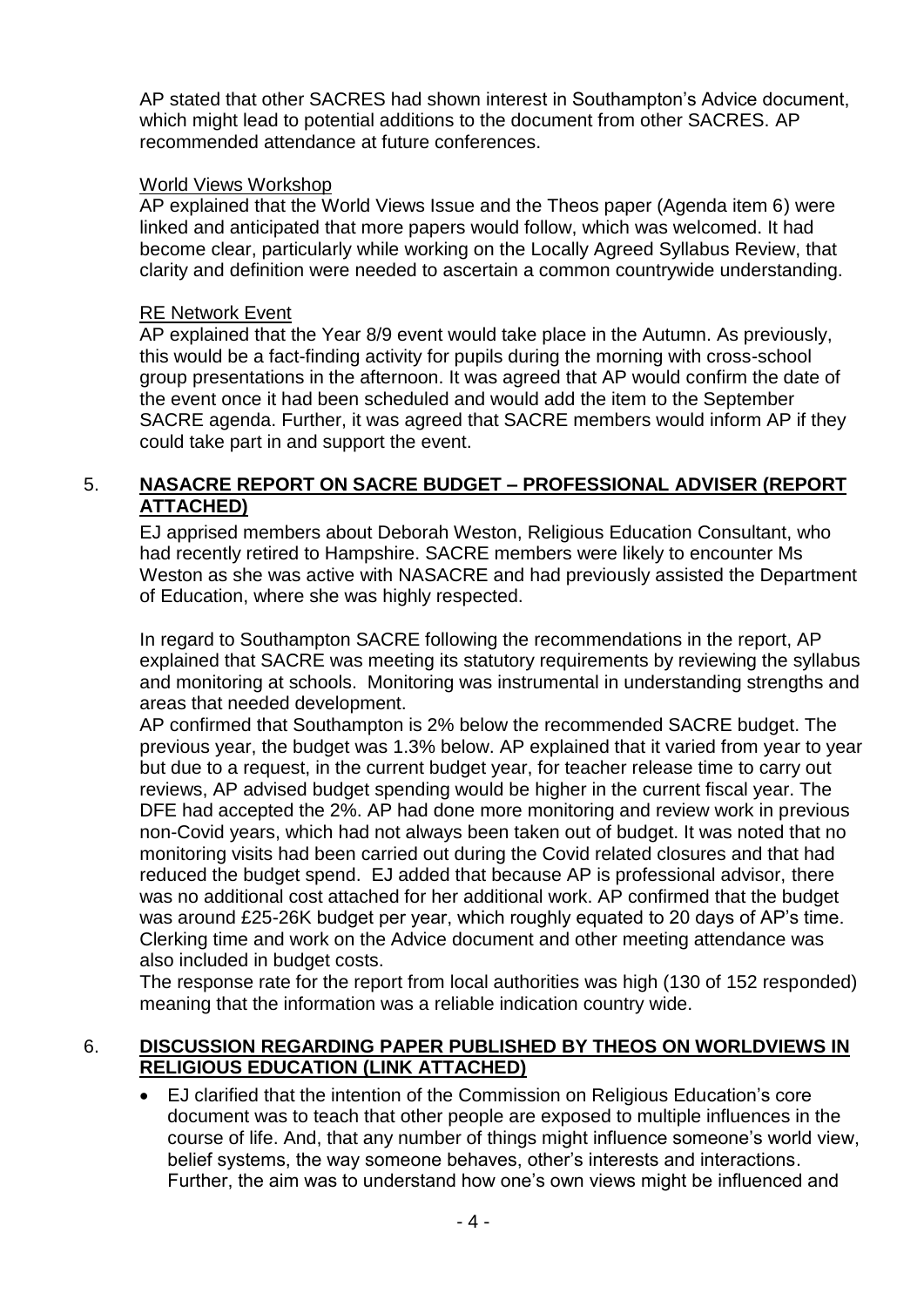AP stated that other SACRES had shown interest in Southampton's Advice document, which might lead to potential additions to the document from other SACRES. AP recommended attendance at future conferences.

World Views Workshop

AP explained that the World Views Issue and the Theos paper (Agenda item 6) were linked and anticipated that more papers would follow, which was welcomed. It had become clear, particularly while working on the Locally Agreed Syllabus Review, that clarity and definition were needed to ascertain a common countrywide understanding.

RE Network Event

AP explained that the Year 8/9 event would take place in the Autumn. As previously, this would be a fact-finding activity for pupils during the morning with cross-school group presentations in the afternoon. It was agreed that AP would confirm the date of the event once it had been scheduled and would add the item to the September SACRE agenda. Further, it was agreed that SACRE members would inform AP if they could take part in and support the event.

## 5. NASACRE REPORT ON SACRE BUDGET – PROFESSIONAL ADVISER (REPORT ATTACHED)

EJ apprised members about Deborah Weston, Religious Education Consultant, who had recently retired to Hampshire. SACRE members were likely to encounter Ms Weston as she was active with NASACRE and had previously assisted the Department of Education, where she was highly respected.

In regard to Southampton SACRE following the recommendations in the report, AP explained that SACRE was meeting its statutory requirements by reviewing the syllabus and monitoring at schools. Monitoring was instrumental in understanding strengths and areas that needed development.

AP confirmed that Southampton is 2% below the recommended SACRE budget. The previous year, the budget was 1.3% below. AP explained that it varied from year to year but due to a request, in the current budget year, for teacher release time to carry out reviews, AP advised budget spending would be higher in the current fiscal year. The DFE had accepted the 2%. AP had done more monitoring and review work in previous non-Covid years, which had not always been taken out of budget. It was noted that no monitoring visits had been carried out during the Covid related closures and that had reduced the budget spend. EJ added that because AP is professional advisor, there was no additional cost attached for her additional work. AP confirmed that the budget was around £25-26K budget per year, which roughly equated to 20 days of AP's time. Clerking time and work on the Advice document and other meeting attendance was also included in budget costs.

The response rate for the report from local authorities was high (130 of 152 responded) meaning that the information was a reliable indication country wide.

## 6. DISCUSSION REGARDING PAPER PUBLISHED BY THEOS ON WORLDVIEWS IN RELIGIOUS EDUCATION (LINK ATTACHED)

- EJ clarified that the intention of the Commission on Religious Education's core document was to teach that other people are exposed to multiple influences in the course of life. And, that any number of things might influence someone's world view, belief systems, the way someone behaves, other's interests and interactions. Further, the aim was to understand how one's own views might be influenced and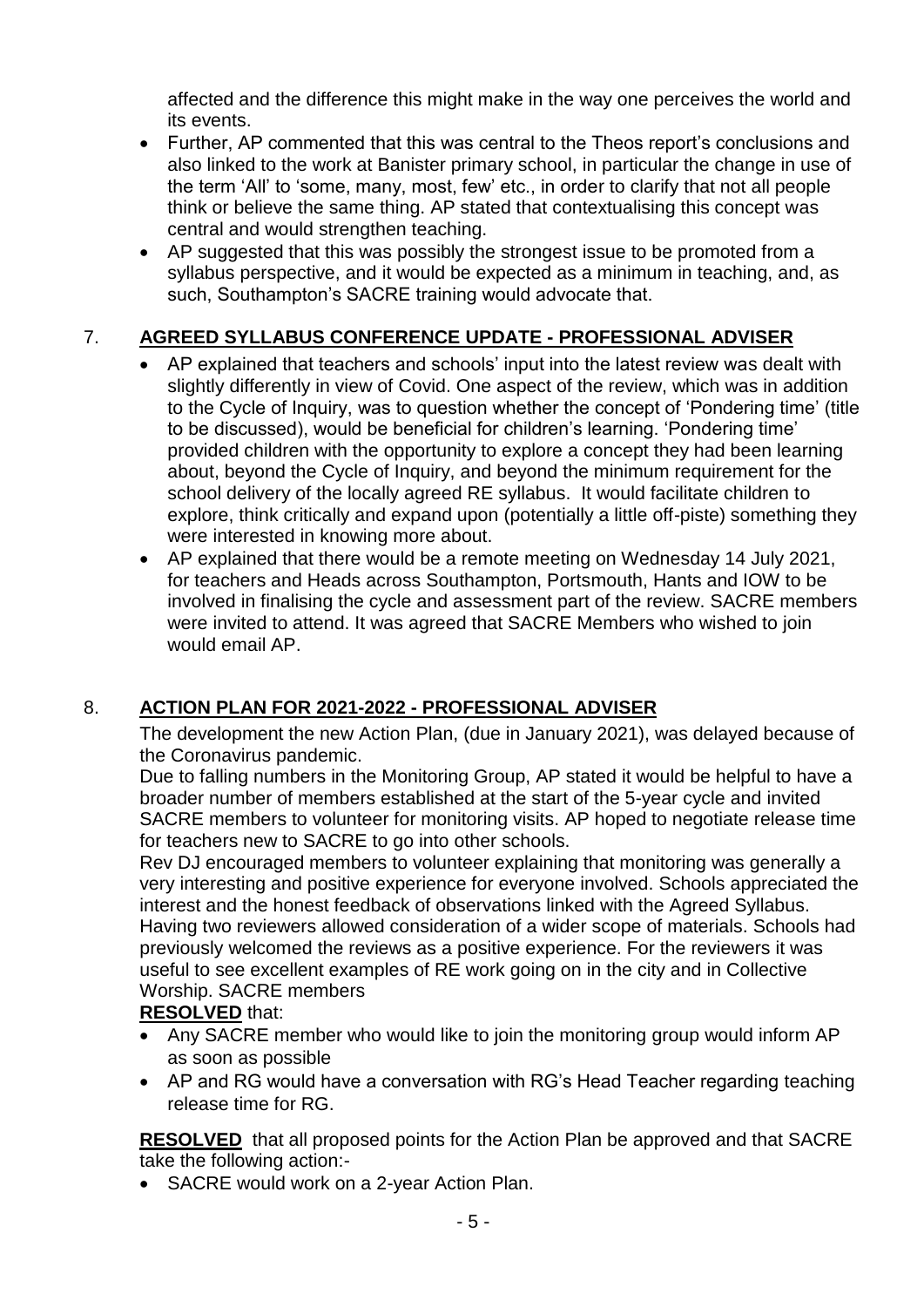affected and the difference this might make in the way one perceives the world and its events.

- Further, AP commented that this was central to the Theos report's conclusions and also linked to the work at Banister primary school, in particular the change in use of the term 'All' to 'some, many, most, few' etc., in order to clarify that not all people think or believe the same thing. AP stated that contextualising this concept was central and would strengthen teaching.
- AP suggested that this was possibly the strongest issue to be promoted from a syllabus perspective, and it would be expected as a minimum in teaching, and, as such, Southampton's SACRE training would advocate that.

## 7. AGREED SYLLABUS CONFERENCE UPDATE - PROFESSIONAL ADVISER

- AP explained that teachers and schools' input into the latest review was dealt with slightly differently in view of Covid. One aspect of the review, which was in addition to the Cycle of Inquiry, was to question whether the concept of 'Pondering time' (title to be discussed), would be beneficial for children's learning. 'Pondering time' provided children with the opportunity to explore a concept they had been learning about, beyond the Cycle of Inquiry, and beyond the minimum requirement for the school delivery of the locally agreed RE syllabus. It would facilitate children to explore, think critically and expand upon (potentially a little off-piste) something they were interested in knowing more about.
- AP explained that there would be a remote meeting on Wednesday 14 July 2021, for teachers and Heads across Southampton, Portsmouth, Hants and IOW to be involved in finalising the cycle and assessment part of the review. SACRE members were invited to attend. It was agreed that SACRE Members who wished to join would email AP.

## 8. ACTION PLAN FOR 2021-2022 - PROFESSIONAL ADVISER

The development the new Action Plan, (due in January 2021), was delayed because of the Coronavirus pandemic.

Due to falling numbers in the Monitoring Group, AP stated it would be helpful to have a broader number of members established at the start of the 5-year cycle and invited SACRE members to volunteer for monitoring visits. AP hoped to negotiate release time for teachers new to SACRE to go into other schools.

Rev DJ encouraged members to volunteer explaining that monitoring was generally a very interesting and positive experience for everyone involved. Schools appreciated the interest and the honest feedback of observations linked with the Agreed Syllabus. Having two reviewers allowed consideration of a wider scope of materials. Schools had previously welcomed the reviews as a positive experience. For the reviewers it was useful to see excellent examples of RE work going on in the city and in Collective Worship. SACRE members

**RESOLVED** that:

- Any SACRE member who would like to join the monitoring group would inform AP as soon as possible
- AP and RG would have a conversation with RG's Head Teacher regarding teaching release time for RG.

**RESOLVED** that all proposed points for the Action Plan be approved and that SACRE take the following action:-

- SACRE would work on a 2-year Action Plan.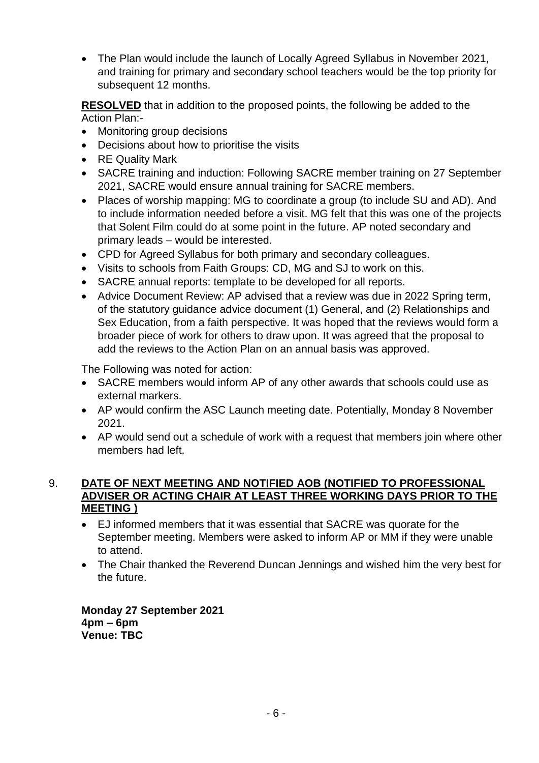- The Plan would include the launch of Locally Agreed Syllabus in November 2021, and training for primary and secondary school teachers would be the top priority for subsequent 12 months.

**RESOLVED** that in addition to the proposed points, the following be added to the Action Plan:-

- Monitoring group decisions
- Decisions about how to prioritise the visits
- RE Quality Mark
- SACRE training and induction: Following SACRE member training on 27 September 2021, SACRE would ensure annual training for SACRE members.
- Places of worship mapping: MG to coordinate a group (to include SU and AD). And to include information needed before a visit. MG felt that this was one of the projects that Solent Film could do at some point in the future. AP noted secondary and primary leads – would be interested.
- CPD for Agreed Syllabus for both primary and secondary colleagues.
- Visits to schools from Faith Groups: CD, MG and SJ to work on this.
- SACRE annual reports: template to be developed for all reports.
- Advice Document Review: AP advised that a review was due in 2022 Spring term, of the statutory guidance advice document (1) General, and (2) Relationships and Sex Education, from a faith perspective. It was hoped that the reviews would form a broader piece of work for others to draw upon. It was agreed that the proposal to add the reviews to the Action Plan on an annual basis was approved.

The Following was noted for action:

- SACRE members would inform AP of any other awards that schools could use as external markers.
- AP would confirm the ASC Launch meeting date. Potentially, Monday 8 November 2021.
- AP would send out a schedule of work with a request that members join where other members had left.

## 9. DATE OF NEXT MEETING AND NOTIFIED AOB (NOTIFIED TO PROFESSIONAL ADVISER OR ACTING CHAIR AT LEAST THREE WORKING DAYS PRIOR TO THE MEETING )

- EJ informed members that it was essential that SACRE was quorate for the September meeting. Members were asked to inform AP or MM if they were unable to attend.
- The Chair thanked the Reverend Duncan Jennings and wished him the very best for the future.

**Monday 27 September 2021**
**4pm – 6pm**
**Venue: TBC**